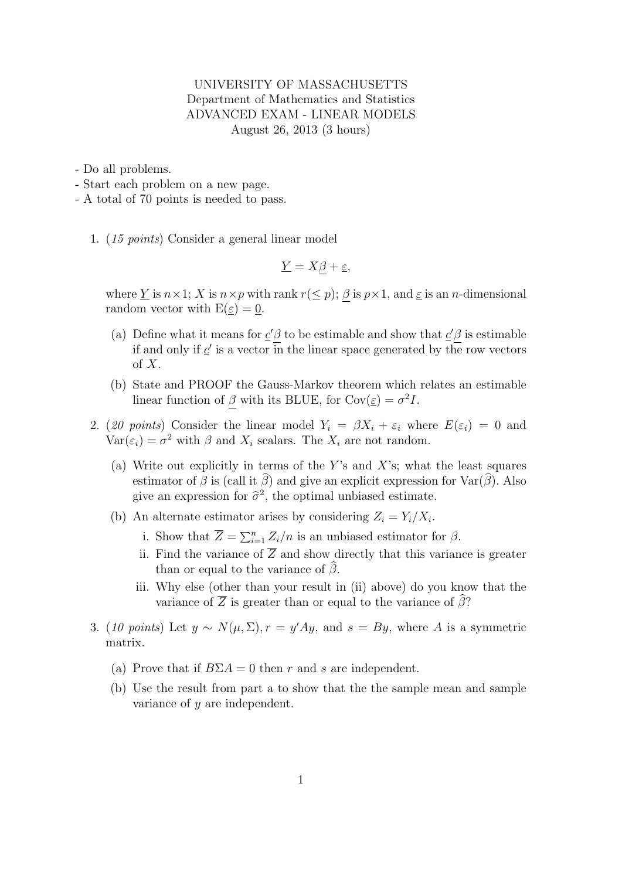UNIVERSITY OF MASSACHUSETTS
Department of Mathematics and Statistics
ADVANCED EXAM - LINEAR MODELS
August 26, 2013 (3 hours)

- Do all problems.
- Start each problem on a new page.
- A total of 70 points is needed to pass.

1. (*15 points*) Consider a general linear model

$$\underline{Y} = X\underline{\beta} + \underline{\varepsilon},$$

where $\underline{Y}$ is $n \times 1$; $X$ is $n \times p$ with rank $r (\leq p)$; $\underline{\beta}$ is $p \times 1$, and $\underline{\varepsilon}$ is an $n$-dimensional random vector with $\mathrm{E}(\underline{\varepsilon}) = \underline{0}$.

   (a) Define what it means for $\underline{c}'\underline{\beta}$ to be estimable and show that $\underline{c}'\underline{\beta}$ is estimable if and only if $\underline{c}'$ is a vector in the linear space generated by the row vectors of $X$.

   (b) State and PROOF the Gauss-Markov theorem which relates an estimable linear function of $\underline{\beta}$ with its BLUE, for $\mathrm{Cov}(\underline{\varepsilon}) = \sigma^2 I$.

2. (*20 points*) Consider the linear model $Y_i = \beta X_i + \varepsilon_i$ where $E(\varepsilon_i) = 0$ and $\mathrm{Var}(\varepsilon_i) = \sigma^2$ with $\beta$ and $X_i$ scalars. The $X_i$ are not random.

   (a) Write out explicitly in terms of the $Y$'s and $X$'s; what the least squares estimator of $\beta$ is (call it $\widehat{\beta}$) and give an explicit expression for $\mathrm{Var}(\widehat{\beta})$. Also give an expression for $\widehat{\sigma}^2$, the optimal unbiased estimate.

   (b) An alternate estimator arises by considering $Z_i = Y_i/X_i$.

      i. Show that $\overline{Z} = \sum_{i=1}^{n} Z_i/n$ is an unbiased estimator for $\beta$.

      ii. Find the variance of $\overline{Z}$ and show directly that this variance is greater than or equal to the variance of $\widehat{\beta}$.

      iii. Why else (other than your result in (ii) above) do you know that the variance of $\overline{Z}$ is greater than or equal to the variance of $\widehat{\beta}$?

3. (*10 points*) Let $y \sim N(\mu, \Sigma), r = y'Ay$, and $s = By$, where $A$ is a symmetric matrix.

   (a) Prove that if $B\Sigma A = 0$ then $r$ and $s$ are independent.

   (b) Use the result from part a to show that the the sample mean and sample variance of $y$ are independent.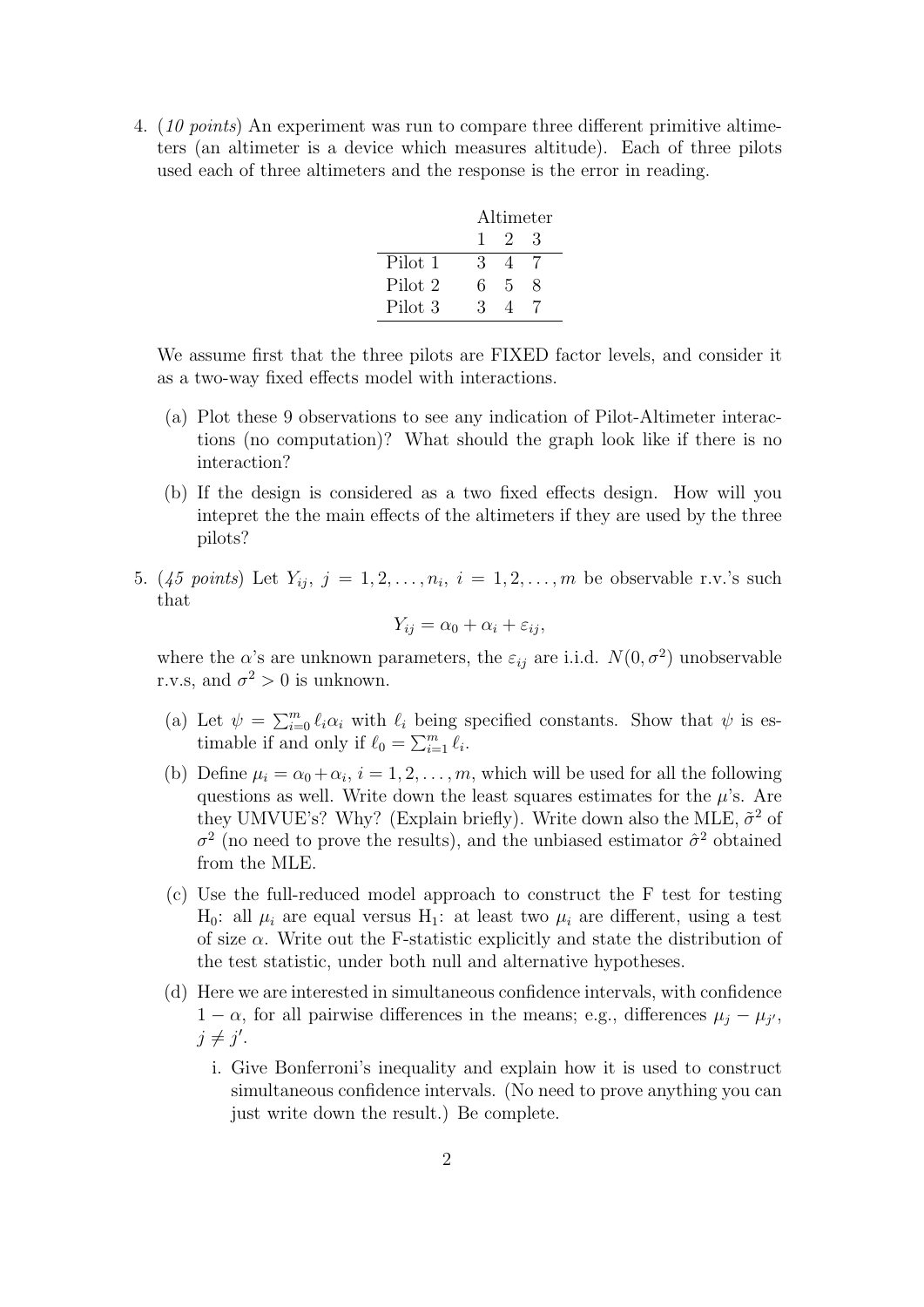4. (*10 points*) An experiment was run to compare three different primitive altimeters (an altimeter is a device which measures altitude). Each of three pilots used each of three altimeters and the response is the error in reading.

| | Altimeter | | |
|---|---|---|---|
| | 1 | 2 | 3 |
| Pilot 1 | 3 | 4 | 7 |
| Pilot 2 | 6 | 5 | 8 |
| Pilot 3 | 3 | 4 | 7 |

We assume first that the three pilots are FIXED factor levels, and consider it as a two-way fixed effects model with interactions.

   (a) Plot these 9 observations to see any indication of Pilot-Altimeter interactions (no computation)? What should the graph look like if there is no interaction?

   (b) If the design is considered as a two fixed effects design. How will you intepret the the main effects of the altimeters if they are used by the three pilots?

5. (*45 points*) Let $Y_{ij}$, $j = 1, 2, \ldots, n_i$, $i = 1, 2, \ldots, m$ be observable r.v.'s such that

$$Y_{ij} = \alpha_0 + \alpha_i + \varepsilon_{ij},$$

where the $\alpha$'s are unknown parameters, the $\varepsilon_{ij}$ are i.i.d. $N(0, \sigma^2)$ unobservable r.v.s, and $\sigma^2 > 0$ is unknown.

   (a) Let $\psi = \sum_{i=0}^{m} \ell_i \alpha_i$ with $\ell_i$ being specified constants. Show that $\psi$ is estimable if and only if $\ell_0 = \sum_{i=1}^{m} \ell_i$.

   (b) Define $\mu_i = \alpha_0 + \alpha_i$, $i = 1, 2, \ldots, m$, which will be used for all the following questions as well. Write down the least squares estimates for the $\mu$'s. Are they UMVUE's? Why? (Explain briefly). Write down also the MLE, $\tilde{\sigma}^2$ of $\sigma^2$ (no need to prove the results), and the unbiased estimator $\hat{\sigma}^2$ obtained from the MLE.

   (c) Use the full-reduced model approach to construct the F test for testing H$_0$: all $\mu_i$ are equal versus H$_1$: at least two $\mu_i$ are different, using a test of size $\alpha$. Write out the F-statistic explicitly and state the distribution of the test statistic, under both null and alternative hypotheses.

   (d) Here we are interested in simultaneous confidence intervals, with confidence $1 - \alpha$, for all pairwise differences in the means; e.g., differences $\mu_j - \mu_{j'}$, $j \neq j'$.

      i. Give Bonferroni's inequality and explain how it is used to construct simultaneous confidence intervals. (No need to prove anything you can just write down the result.) Be complete.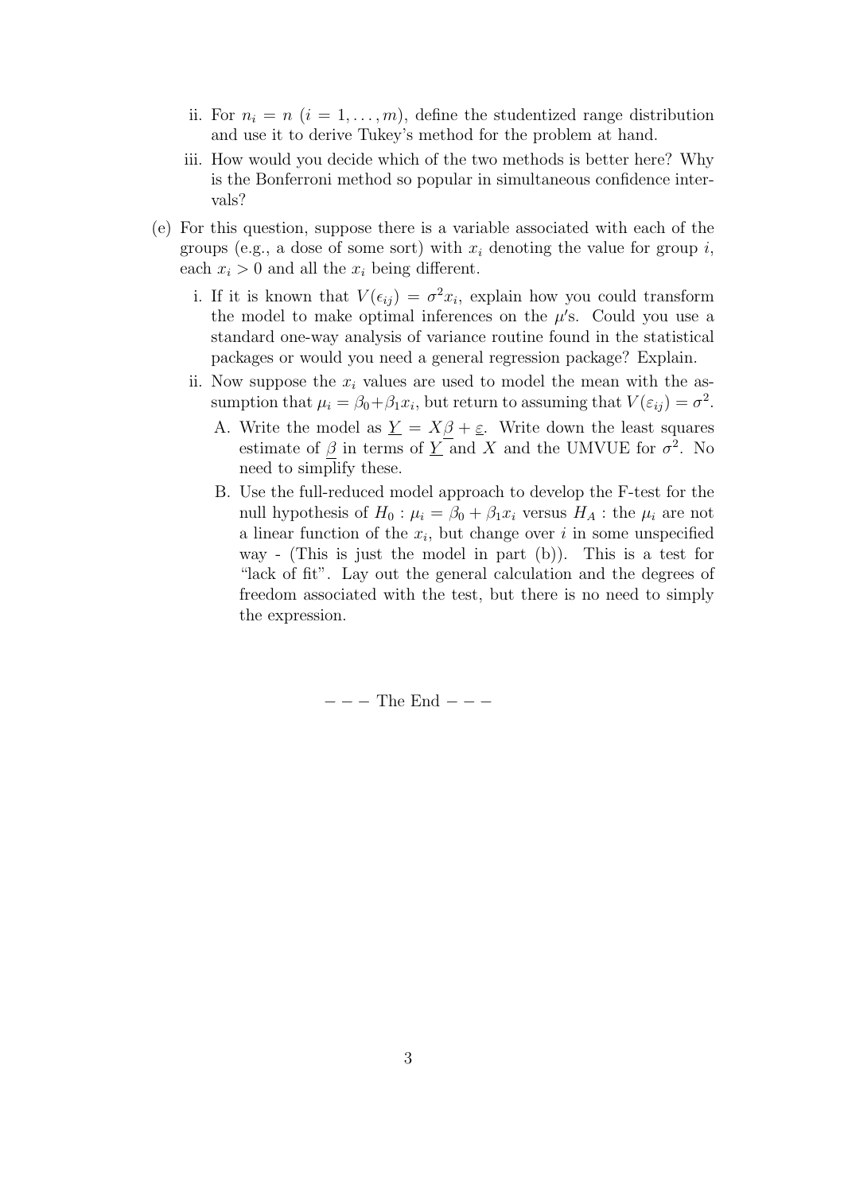ii. For $n_i = n$ $(i = 1, \ldots, m)$, define the studentized range distribution and use it to derive Tukey's method for the problem at hand.

iii. How would you decide which of the two methods is better here? Why is the Bonferroni method so popular in simultaneous confidence intervals?

(e) For this question, suppose there is a variable associated with each of the groups (e.g., a dose of some sort) with $x_i$ denoting the value for group $i$, each $x_i > 0$ and all the $x_i$ being different.

i. If it is known that $V(\epsilon_{ij}) = \sigma^2 x_i$, explain how you could transform the model to make optimal inferences on the $\mu'$s. Could you use a standard one-way analysis of variance routine found in the statistical packages or would you need a general regression package? Explain.

ii. Now suppose the $x_i$ values are used to model the mean with the assumption that $\mu_i = \beta_0 + \beta_1 x_i$, but return to assuming that $V(\varepsilon_{ij}) = \sigma^2$.

A. Write the model as $\underline{Y} = X\underline{\beta} + \underline{\varepsilon}$. Write down the least squares estimate of $\underline{\beta}$ in terms of $\underline{Y}$ and $X$ and the UMVUE for $\sigma^2$. No need to simplify these.

B. Use the full-reduced model approach to develop the F-test for the null hypothesis of $H_0 : \mu_i = \beta_0 + \beta_1 x_i$ versus $H_A$ : the $\mu_i$ are not a linear function of the $x_i$, but change over $i$ in some unspecified way - (This is just the model in part (b)). This is a test for "lack of fit". Lay out the general calculation and the degrees of freedom associated with the test, but there is no need to simply the expression.

− − − The End − − −